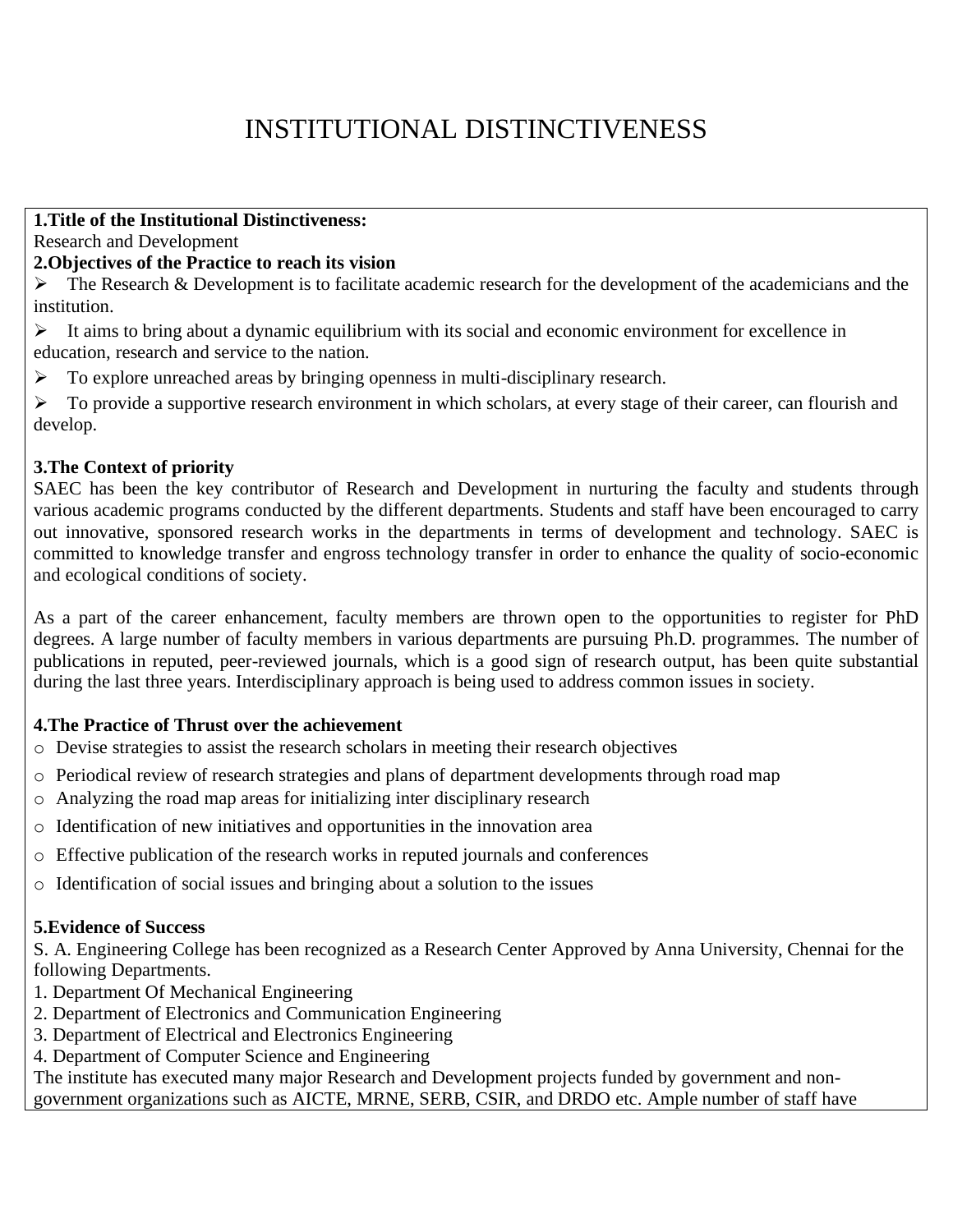# INSTITUTIONAL DISTINCTIVENESS

**1.Title of the Institutional Distinctiveness:**

Research and Development

**2.Objectives of the Practice to reach its vision**

- The Research & Development is to facilitate academic research for the development of the academicians and the institution.
- It aims to bring about a dynamic equilibrium with its social and economic environment for excellence in education, research and service to the nation.
- To explore unreached areas by bringing openness in multi-disciplinary research.
- To provide a supportive research environment in which scholars, at every stage of their career, can flourish and develop.

**3.The Context of priority**

SAEC has been the key contributor of Research and Development in nurturing the faculty and students through various academic programs conducted by the different departments. Students and staff have been encouraged to carry out innovative, sponsored research works in the departments in terms of development and technology. SAEC is committed to knowledge transfer and engross technology transfer in order to enhance the quality of socio-economic and ecological conditions of society.

As a part of the career enhancement, faculty members are thrown open to the opportunities to register for PhD degrees. A large number of faculty members in various departments are pursuing Ph.D. programmes. The number of publications in reputed, peer-reviewed journals, which is a good sign of research output, has been quite substantial during the last three years. Interdisciplinary approach is being used to address common issues in society.

**4.The Practice of Thrust over the achievement**

- Devise strategies to assist the research scholars in meeting their research objectives
- Periodical review of research strategies and plans of department developments through road map
- Analyzing the road map areas for initializing inter disciplinary research
- Identification of new initiatives and opportunities in the innovation area
- Effective publication of the research works in reputed journals and conferences
- Identification of social issues and bringing about a solution to the issues

**5.Evidence of Success**

S. A. Engineering College has been recognized as a Research Center Approved by Anna University, Chennai for the following Departments.

1. Department Of Mechanical Engineering
2. Department of Electronics and Communication Engineering
3. Department of Electrical and Electronics Engineering
4. Department of Computer Science and Engineering

The institute has executed many major Research and Development projects funded by government and non-government organizations such as AICTE, MRNE, SERB, CSIR, and DRDO etc. Ample number of staff have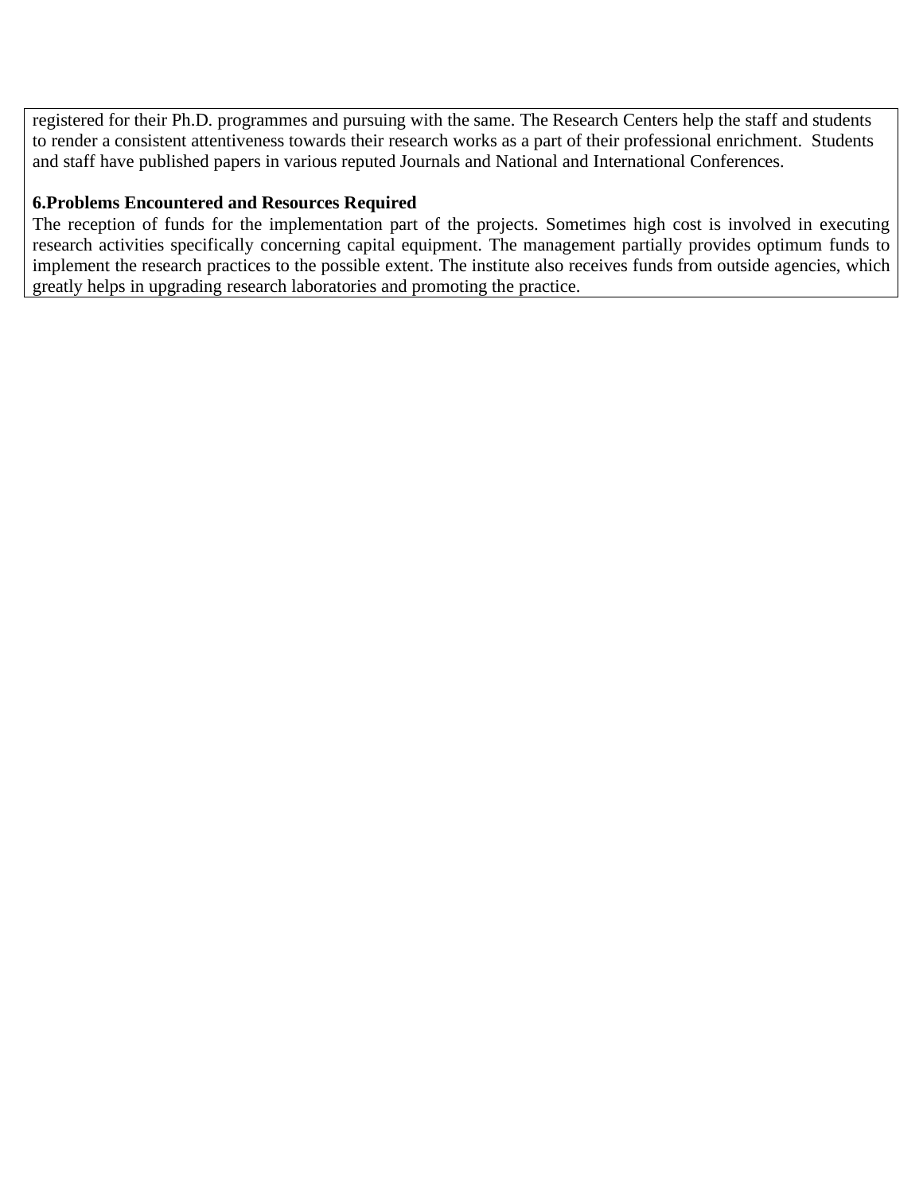registered for their Ph.D. programmes and pursuing with the same. The Research Centers help the staff and students to render a consistent attentiveness towards their research works as a part of their professional enrichment. Students and staff have published papers in various reputed Journals and National and International Conferences.

**6.Problems Encountered and Resources Required**

The reception of funds for the implementation part of the projects. Sometimes high cost is involved in executing research activities specifically concerning capital equipment. The management partially provides optimum funds to implement the research practices to the possible extent. The institute also receives funds from outside agencies, which greatly helps in upgrading research laboratories and promoting the practice.